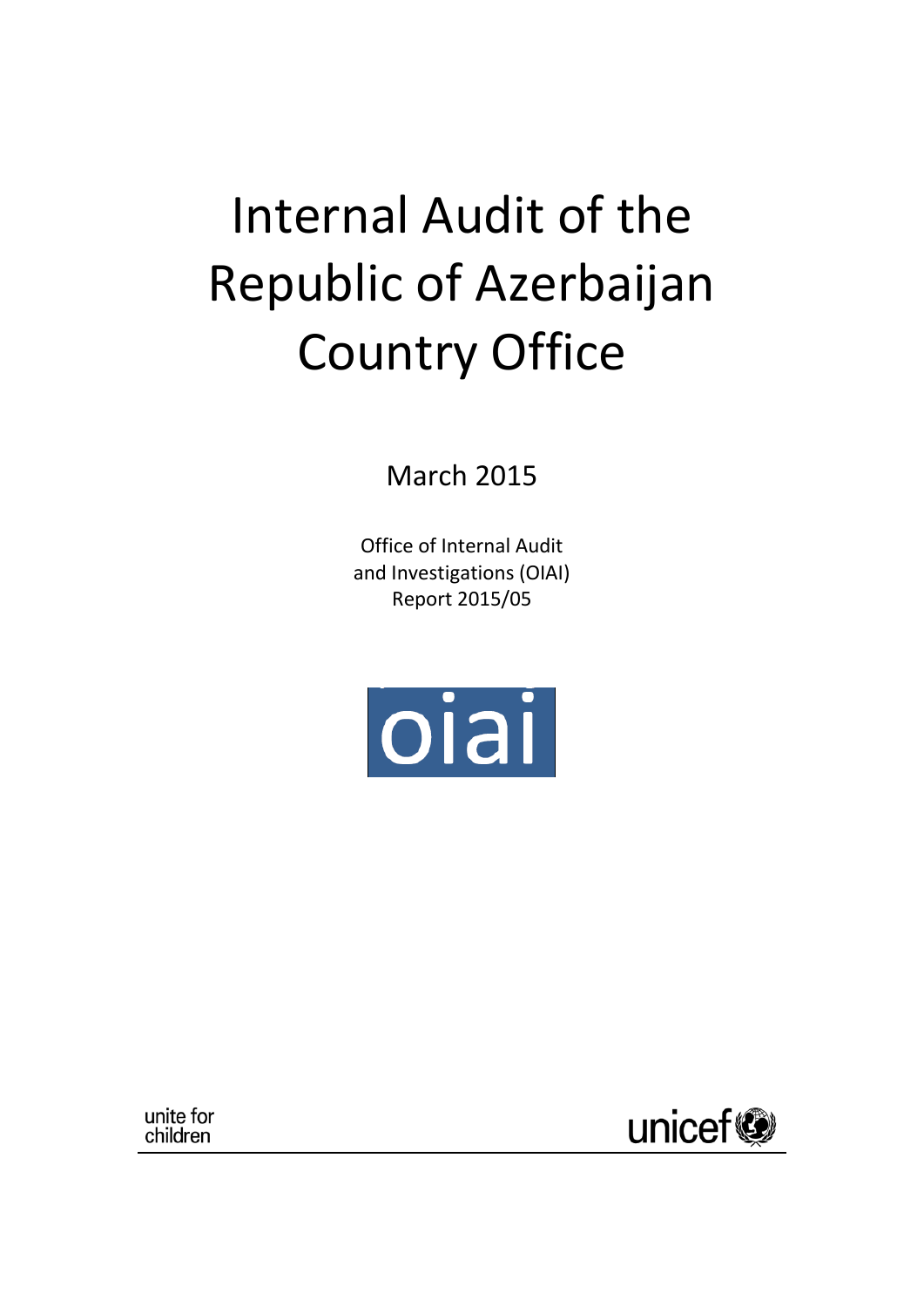# Internal Audit of the Republic of Azerbaijan Country Office

March 2015

Office of Internal Audit
and Investigations (OIAI)
Report 2015/05

oiai

unite for
children

unicef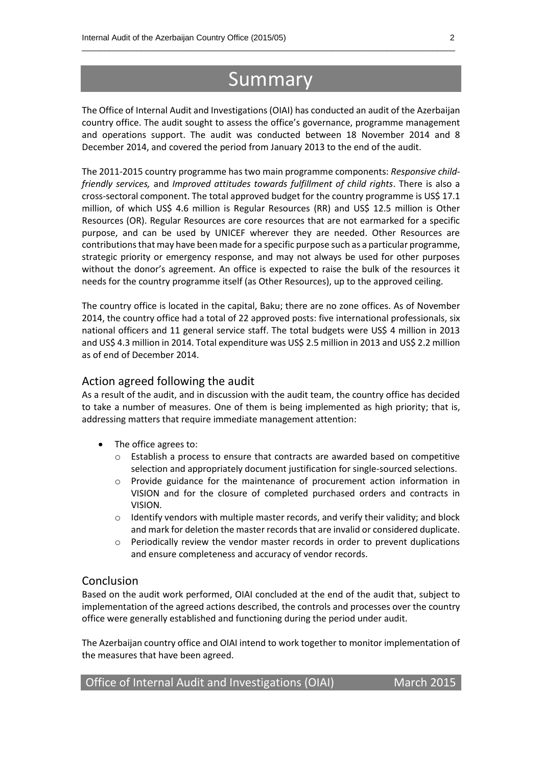# Summary

The Office of Internal Audit and Investigations (OIAI) has conducted an audit of the Azerbaijan country office. The audit sought to assess the office's governance, programme management and operations support. The audit was conducted between 18 November 2014 and 8 December 2014, and covered the period from January 2013 to the end of the audit.

The 2011-2015 country programme has two main programme components: *Responsive child-friendly services,* and *Improved attitudes towards fulfillment of child rights*. There is also a cross-sectoral component. The total approved budget for the country programme is US$ 17.1 million, of which US$ 4.6 million is Regular Resources (RR) and US$ 12.5 million is Other Resources (OR). Regular Resources are core resources that are not earmarked for a specific purpose, and can be used by UNICEF wherever they are needed. Other Resources are contributions that may have been made for a specific purpose such as a particular programme, strategic priority or emergency response, and may not always be used for other purposes without the donor's agreement. An office is expected to raise the bulk of the resources it needs for the country programme itself (as Other Resources), up to the approved ceiling.

The country office is located in the capital, Baku; there are no zone offices. As of November 2014, the country office had a total of 22 approved posts: five international professionals, six national officers and 11 general service staff. The total budgets were US$ 4 million in 2013 and US$ 4.3 million in 2014. Total expenditure was US$ 2.5 million in 2013 and US$ 2.2 million as of end of December 2014.

## Action agreed following the audit

As a result of the audit, and in discussion with the audit team, the country office has decided to take a number of measures. One of them is being implemented as high priority; that is, addressing matters that require immediate management attention:

- The office agrees to:
  - Establish a process to ensure that contracts are awarded based on competitive selection and appropriately document justification for single-sourced selections.
  - Provide guidance for the maintenance of procurement action information in VISION and for the closure of completed purchased orders and contracts in VISION.
  - Identify vendors with multiple master records, and verify their validity; and block and mark for deletion the master records that are invalid or considered duplicate.
  - Periodically review the vendor master records in order to prevent duplications and ensure completeness and accuracy of vendor records.

## Conclusion

Based on the audit work performed, OIAI concluded at the end of the audit that, subject to implementation of the agreed actions described, the controls and processes over the country office were generally established and functioning during the period under audit.

The Azerbaijan country office and OIAI intend to work together to monitor implementation of the measures that have been agreed.

Office of Internal Audit and Investigations (OIAI) March 2015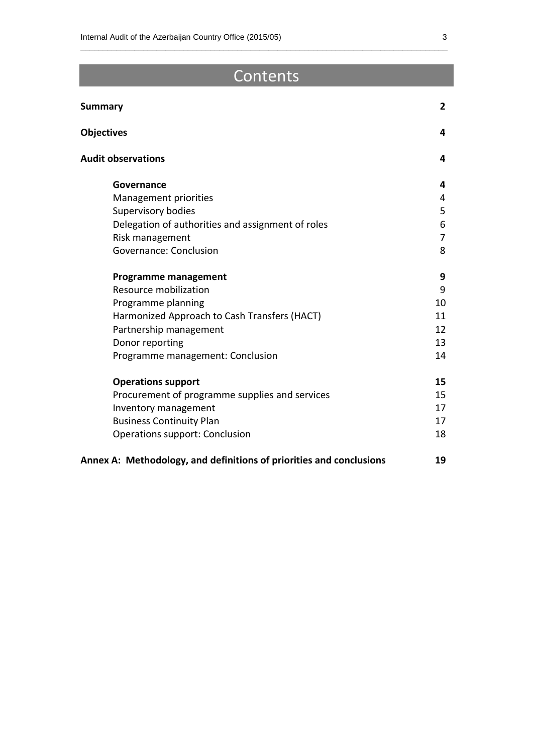# Contents

| | |
|---|---|
| **Summary** | **2** |
| **Objectives** | **4** |
| **Audit observations** | **4** |
| **Governance** | **4** |
| Management priorities | 4 |
| Supervisory bodies | 5 |
| Delegation of authorities and assignment of roles | 6 |
| Risk management | 7 |
| Governance: Conclusion | 8 |
| **Programme management** | **9** |
| Resource mobilization | 9 |
| Programme planning | 10 |
| Harmonized Approach to Cash Transfers (HACT) | 11 |
| Partnership management | 12 |
| Donor reporting | 13 |
| Programme management: Conclusion | 14 |
| **Operations support** | **15** |
| Procurement of programme supplies and services | 15 |
| Inventory management | 17 |
| Business Continuity Plan | 17 |
| Operations support: Conclusion | 18 |
| **Annex A: Methodology, and definitions of priorities and conclusions** | **19** |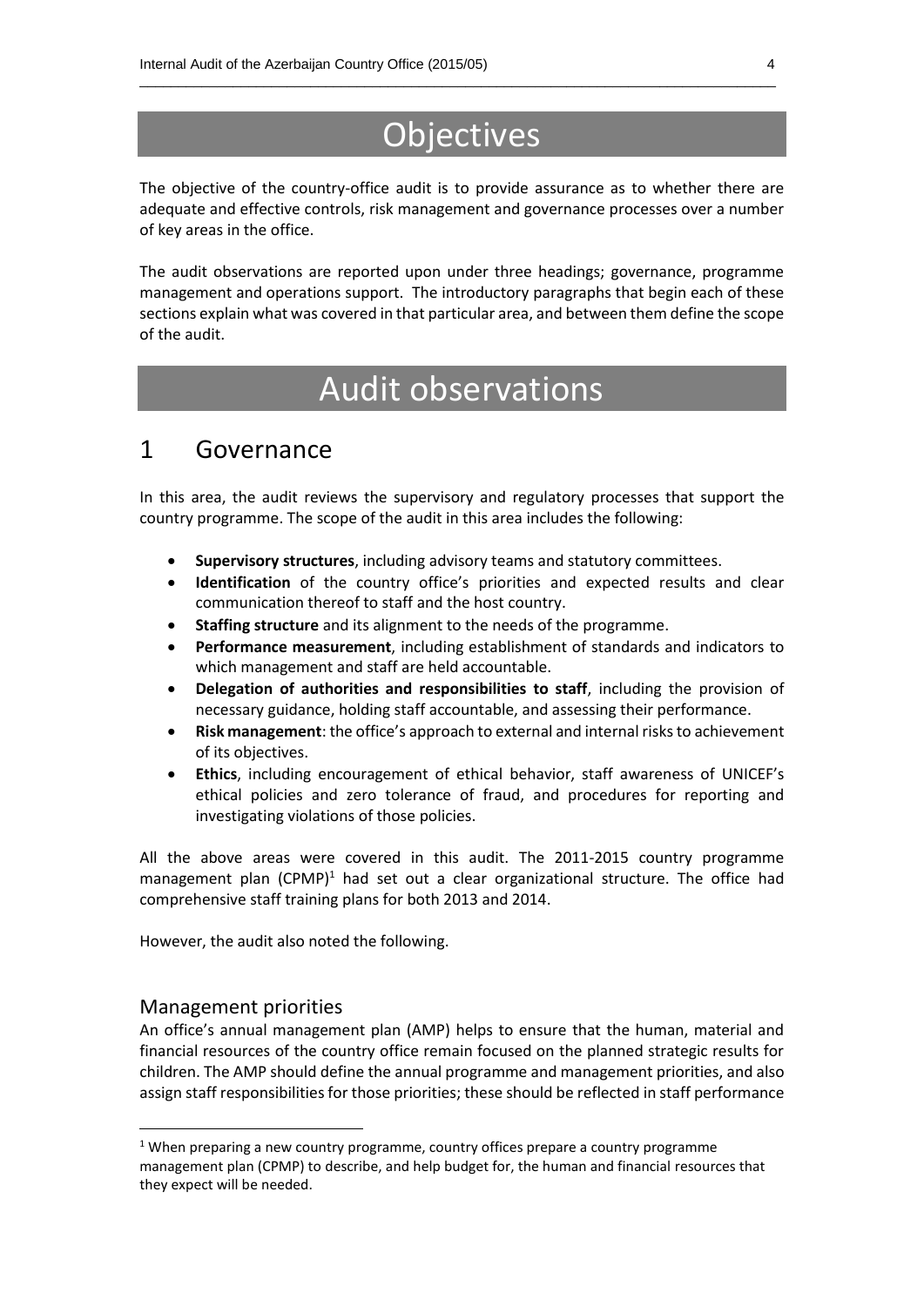# Objectives

The objective of the country-office audit is to provide assurance as to whether there are adequate and effective controls, risk management and governance processes over a number of key areas in the office.

The audit observations are reported upon under three headings; governance, programme management and operations support. The introductory paragraphs that begin each of these sections explain what was covered in that particular area, and between them define the scope of the audit.

# Audit observations

## 1 Governance

In this area, the audit reviews the supervisory and regulatory processes that support the country programme. The scope of the audit in this area includes the following:

- **Supervisory structures**, including advisory teams and statutory committees.
- **Identification** of the country office's priorities and expected results and clear communication thereof to staff and the host country.
- **Staffing structure** and its alignment to the needs of the programme.
- **Performance measurement**, including establishment of standards and indicators to which management and staff are held accountable.
- **Delegation of authorities and responsibilities to staff**, including the provision of necessary guidance, holding staff accountable, and assessing their performance.
- **Risk management**: the office's approach to external and internal risks to achievement of its objectives.
- **Ethics**, including encouragement of ethical behavior, staff awareness of UNICEF's ethical policies and zero tolerance of fraud, and procedures for reporting and investigating violations of those policies.

All the above areas were covered in this audit. The 2011-2015 country programme management plan (CPMP)[1] had set out a clear organizational structure. The office had comprehensive staff training plans for both 2013 and 2014.

However, the audit also noted the following.

### Management priorities

An office's annual management plan (AMP) helps to ensure that the human, material and financial resources of the country office remain focused on the planned strategic results for children. The AMP should define the annual programme and management priorities, and also assign staff responsibilities for those priorities; these should be reflected in staff performance

[1] When preparing a new country programme, country offices prepare a country programme management plan (CPMP) to describe, and help budget for, the human and financial resources that they expect will be needed.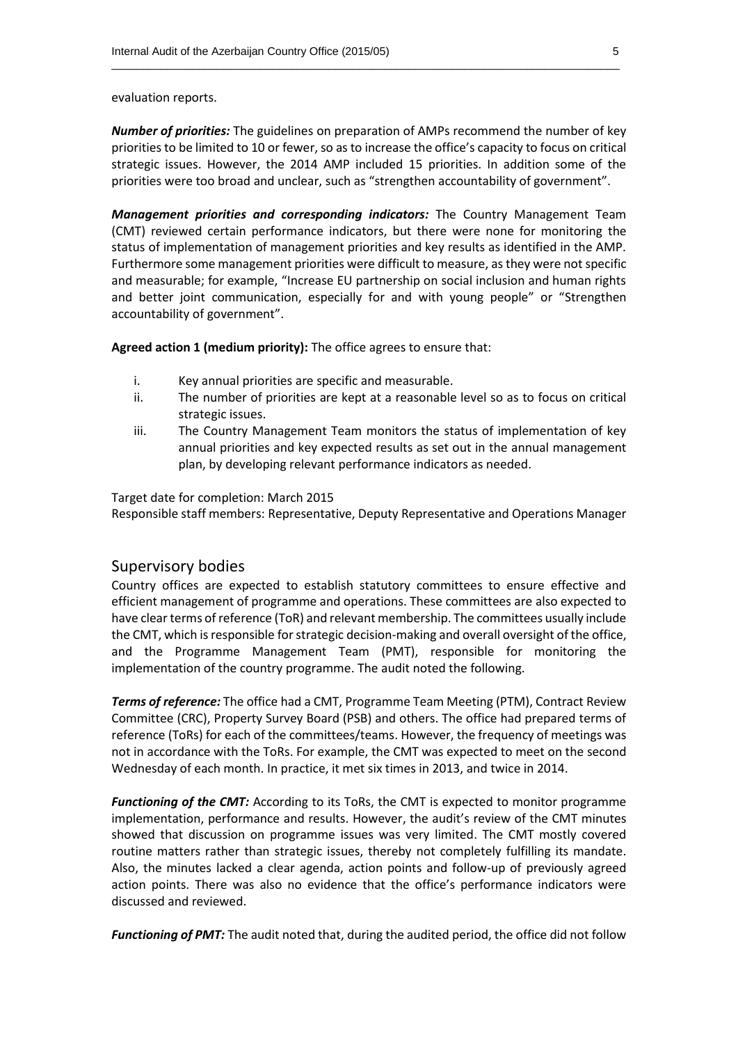evaluation reports.

***Number of priorities:*** The guidelines on preparation of AMPs recommend the number of key priorities to be limited to 10 or fewer, so as to increase the office's capacity to focus on critical strategic issues. However, the 2014 AMP included 15 priorities. In addition some of the priorities were too broad and unclear, such as "strengthen accountability of government".

***Management priorities and corresponding indicators:*** The Country Management Team (CMT) reviewed certain performance indicators, but there were none for monitoring the status of implementation of management priorities and key results as identified in the AMP. Furthermore some management priorities were difficult to measure, as they were not specific and measurable; for example, "Increase EU partnership on social inclusion and human rights and better joint communication, especially for and with young people" or "Strengthen accountability of government".

**Agreed action 1 (medium priority):** The office agrees to ensure that:

i. Key annual priorities are specific and measurable.
ii. The number of priorities are kept at a reasonable level so as to focus on critical strategic issues.
iii. The Country Management Team monitors the status of implementation of key annual priorities and key expected results as set out in the annual management plan, by developing relevant performance indicators as needed.

Target date for completion: March 2015
Responsible staff members: Representative, Deputy Representative and Operations Manager

## Supervisory bodies

Country offices are expected to establish statutory committees to ensure effective and efficient management of programme and operations. These committees are also expected to have clear terms of reference (ToR) and relevant membership. The committees usually include the CMT, which is responsible for strategic decision-making and overall oversight of the office, and the Programme Management Team (PMT), responsible for monitoring the implementation of the country programme. The audit noted the following.

***Terms of reference:*** The office had a CMT, Programme Team Meeting (PTM), Contract Review Committee (CRC), Property Survey Board (PSB) and others. The office had prepared terms of reference (ToRs) for each of the committees/teams. However, the frequency of meetings was not in accordance with the ToRs. For example, the CMT was expected to meet on the second Wednesday of each month. In practice, it met six times in 2013, and twice in 2014.

***Functioning of the CMT:*** According to its ToRs, the CMT is expected to monitor programme implementation, performance and results. However, the audit's review of the CMT minutes showed that discussion on programme issues was very limited. The CMT mostly covered routine matters rather than strategic issues, thereby not completely fulfilling its mandate. Also, the minutes lacked a clear agenda, action points and follow-up of previously agreed action points. There was also no evidence that the office's performance indicators were discussed and reviewed.

***Functioning of PMT:*** The audit noted that, during the audited period, the office did not follow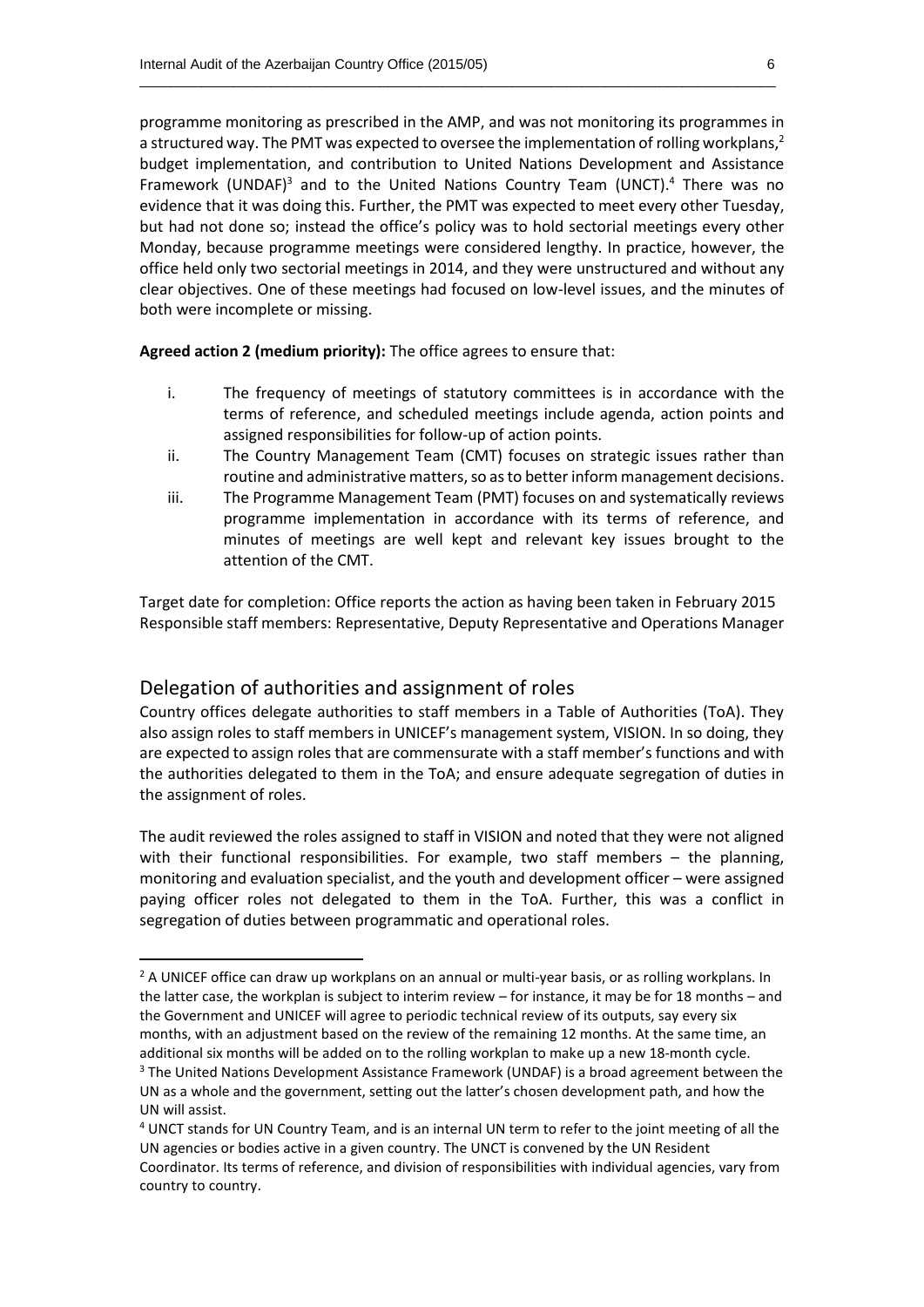programme monitoring as prescribed in the AMP, and was not monitoring its programmes in a structured way. The PMT was expected to oversee the implementation of rolling workplans,[2] budget implementation, and contribution to United Nations Development and Assistance Framework (UNDAF)[3] and to the United Nations Country Team (UNCT).[4] There was no evidence that it was doing this. Further, the PMT was expected to meet every other Tuesday, but had not done so; instead the office's policy was to hold sectorial meetings every other Monday, because programme meetings were considered lengthy. In practice, however, the office held only two sectorial meetings in 2014, and they were unstructured and without any clear objectives. One of these meetings had focused on low-level issues, and the minutes of both were incomplete or missing.

**Agreed action 2 (medium priority):** The office agrees to ensure that:

i. The frequency of meetings of statutory committees is in accordance with the terms of reference, and scheduled meetings include agenda, action points and assigned responsibilities for follow-up of action points.
ii. The Country Management Team (CMT) focuses on strategic issues rather than routine and administrative matters, so as to better inform management decisions.
iii. The Programme Management Team (PMT) focuses on and systematically reviews programme implementation in accordance with its terms of reference, and minutes of meetings are well kept and relevant key issues brought to the attention of the CMT.

Target date for completion: Office reports the action as having been taken in February 2015
Responsible staff members: Representative, Deputy Representative and Operations Manager

## Delegation of authorities and assignment of roles

Country offices delegate authorities to staff members in a Table of Authorities (ToA). They also assign roles to staff members in UNICEF's management system, VISION. In so doing, they are expected to assign roles that are commensurate with a staff member's functions and with the authorities delegated to them in the ToA; and ensure adequate segregation of duties in the assignment of roles.

The audit reviewed the roles assigned to staff in VISION and noted that they were not aligned with their functional responsibilities. For example, two staff members – the planning, monitoring and evaluation specialist, and the youth and development officer – were assigned paying officer roles not delegated to them in the ToA. Further, this was a conflict in segregation of duties between programmatic and operational roles.

---

[2] A UNICEF office can draw up workplans on an annual or multi-year basis, or as rolling workplans. In the latter case, the workplan is subject to interim review – for instance, it may be for 18 months – and the Government and UNICEF will agree to periodic technical review of its outputs, say every six months, with an adjustment based on the review of the remaining 12 months. At the same time, an additional six months will be added on to the rolling workplan to make up a new 18-month cycle.

[3] The United Nations Development Assistance Framework (UNDAF) is a broad agreement between the UN as a whole and the government, setting out the latter's chosen development path, and how the UN will assist.

[4] UNCT stands for UN Country Team, and is an internal UN term to refer to the joint meeting of all the UN agencies or bodies active in a given country. The UNCT is convened by the UN Resident Coordinator. Its terms of reference, and division of responsibilities with individual agencies, vary from country to country.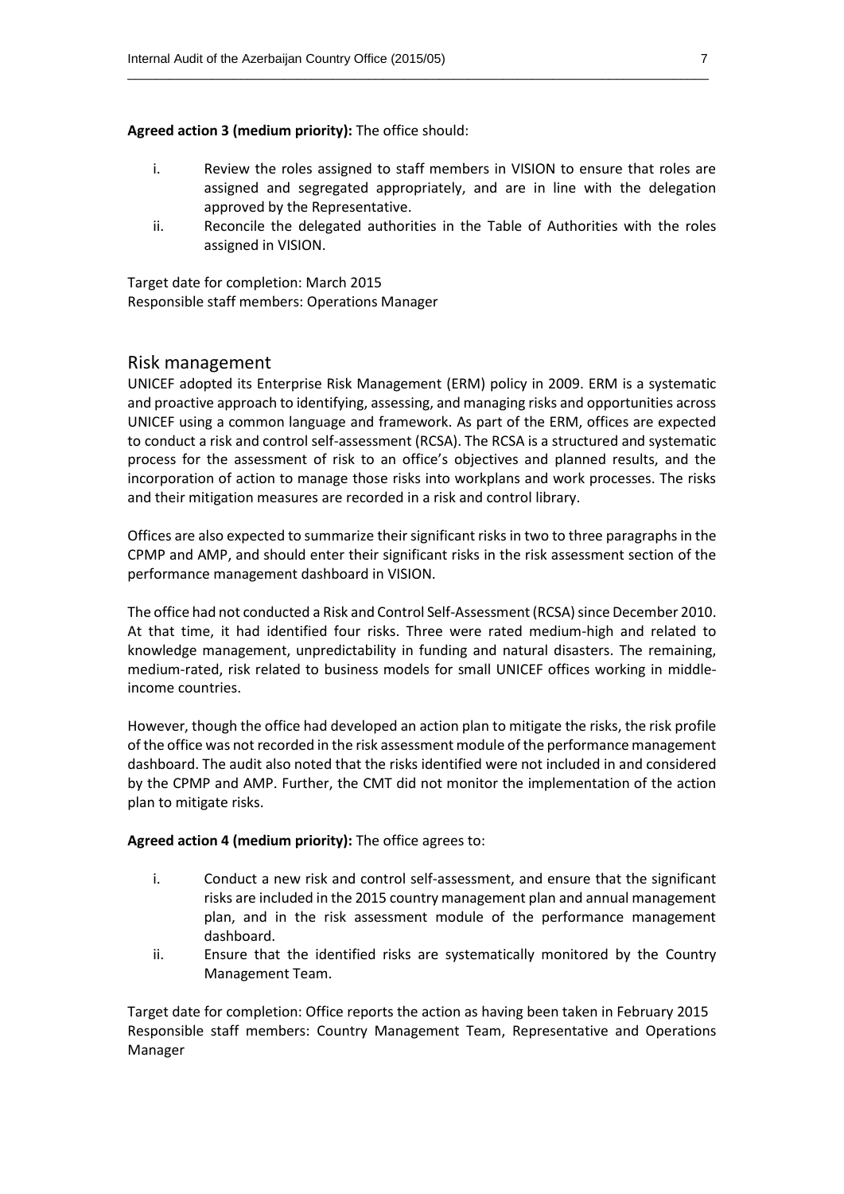**Agreed action 3 (medium priority):** The office should:

i. Review the roles assigned to staff members in VISION to ensure that roles are assigned and segregated appropriately, and are in line with the delegation approved by the Representative.
ii. Reconcile the delegated authorities in the Table of Authorities with the roles assigned in VISION.

Target date for completion: March 2015
Responsible staff members: Operations Manager

## Risk management

UNICEF adopted its Enterprise Risk Management (ERM) policy in 2009. ERM is a systematic and proactive approach to identifying, assessing, and managing risks and opportunities across UNICEF using a common language and framework. As part of the ERM, offices are expected to conduct a risk and control self-assessment (RCSA). The RCSA is a structured and systematic process for the assessment of risk to an office's objectives and planned results, and the incorporation of action to manage those risks into workplans and work processes. The risks and their mitigation measures are recorded in a risk and control library.

Offices are also expected to summarize their significant risks in two to three paragraphs in the CPMP and AMP, and should enter their significant risks in the risk assessment section of the performance management dashboard in VISION.

The office had not conducted a Risk and Control Self-Assessment (RCSA) since December 2010. At that time, it had identified four risks. Three were rated medium-high and related to knowledge management, unpredictability in funding and natural disasters. The remaining, medium-rated, risk related to business models for small UNICEF offices working in middle-income countries.

However, though the office had developed an action plan to mitigate the risks, the risk profile of the office was not recorded in the risk assessment module of the performance management dashboard. The audit also noted that the risks identified were not included in and considered by the CPMP and AMP. Further, the CMT did not monitor the implementation of the action plan to mitigate risks.

**Agreed action 4 (medium priority):** The office agrees to:

i. Conduct a new risk and control self-assessment, and ensure that the significant risks are included in the 2015 country management plan and annual management plan, and in the risk assessment module of the performance management dashboard.
ii. Ensure that the identified risks are systematically monitored by the Country Management Team.

Target date for completion: Office reports the action as having been taken in February 2015
Responsible staff members: Country Management Team, Representative and Operations Manager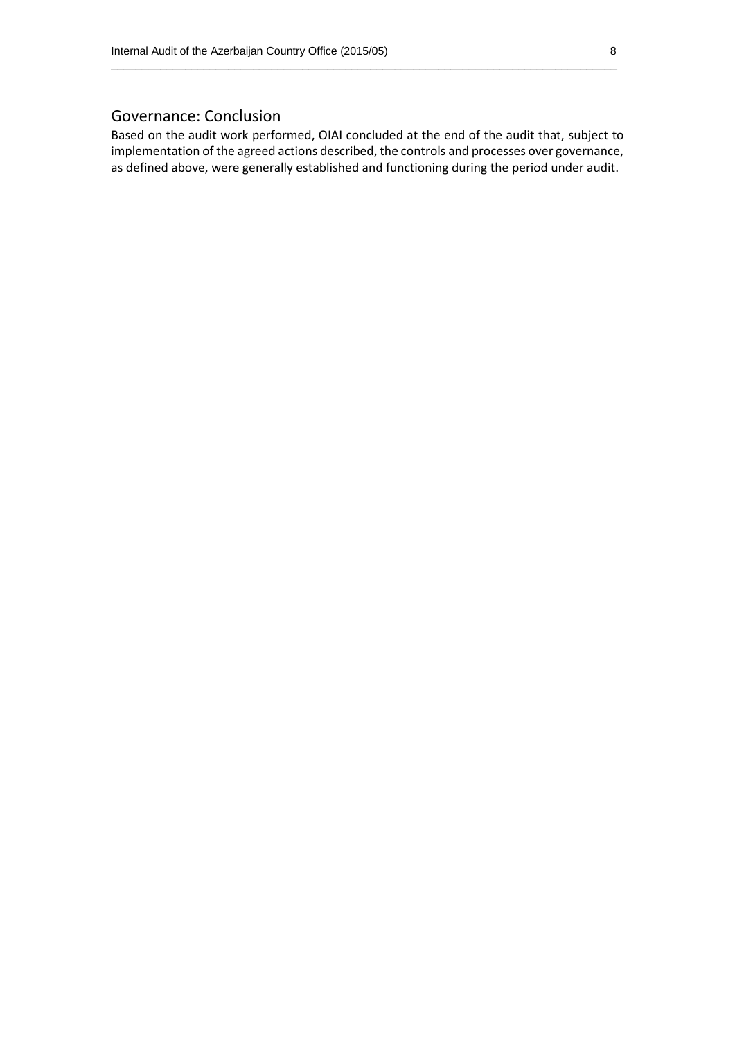## Governance: Conclusion

Based on the audit work performed, OIAI concluded at the end of the audit that, subject to implementation of the agreed actions described, the controls and processes over governance, as defined above, were generally established and functioning during the period under audit.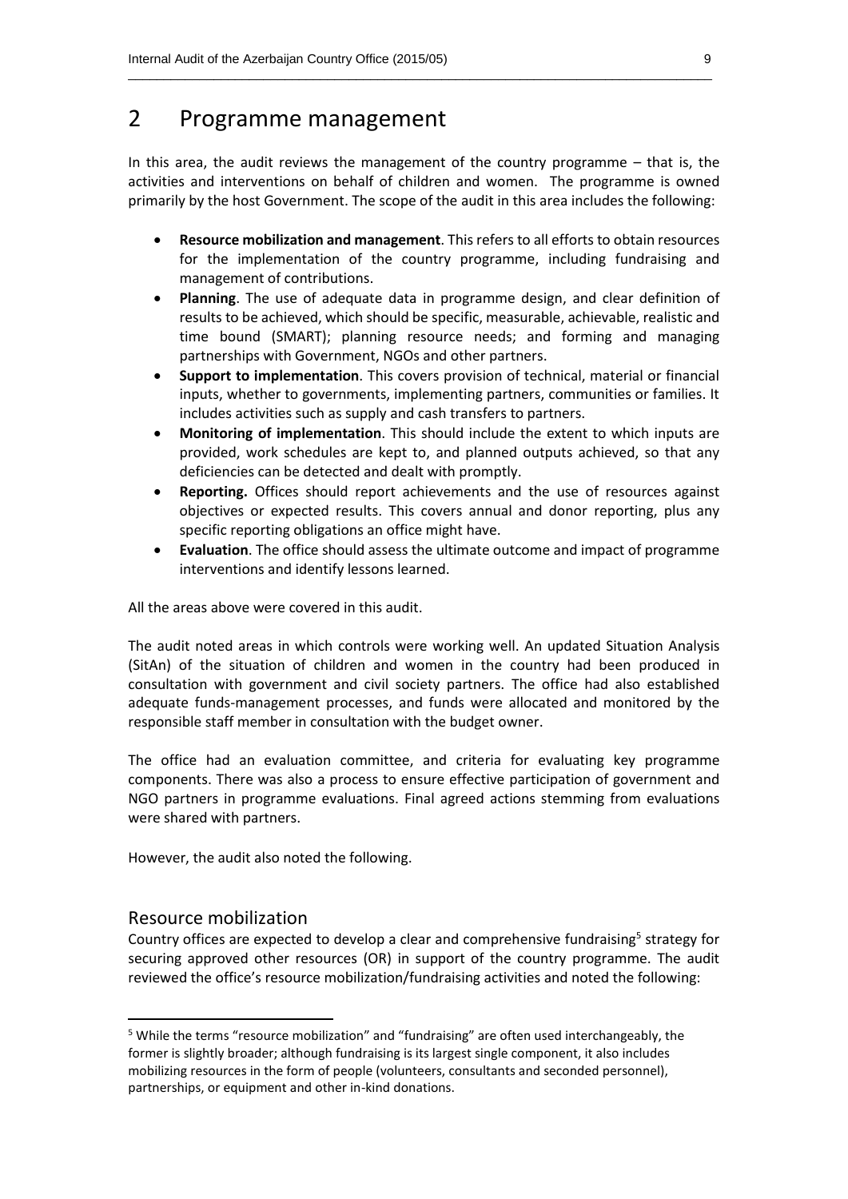# 2 Programme management

In this area, the audit reviews the management of the country programme – that is, the activities and interventions on behalf of children and women. The programme is owned primarily by the host Government. The scope of the audit in this area includes the following:

- **Resource mobilization and management**. This refers to all efforts to obtain resources for the implementation of the country programme, including fundraising and management of contributions.
- **Planning**. The use of adequate data in programme design, and clear definition of results to be achieved, which should be specific, measurable, achievable, realistic and time bound (SMART); planning resource needs; and forming and managing partnerships with Government, NGOs and other partners.
- **Support to implementation**. This covers provision of technical, material or financial inputs, whether to governments, implementing partners, communities or families. It includes activities such as supply and cash transfers to partners.
- **Monitoring of implementation**. This should include the extent to which inputs are provided, work schedules are kept to, and planned outputs achieved, so that any deficiencies can be detected and dealt with promptly.
- **Reporting.** Offices should report achievements and the use of resources against objectives or expected results. This covers annual and donor reporting, plus any specific reporting obligations an office might have.
- **Evaluation**. The office should assess the ultimate outcome and impact of programme interventions and identify lessons learned.

All the areas above were covered in this audit.

The audit noted areas in which controls were working well. An updated Situation Analysis (SitAn) of the situation of children and women in the country had been produced in consultation with government and civil society partners. The office had also established adequate funds-management processes, and funds were allocated and monitored by the responsible staff member in consultation with the budget owner.

The office had an evaluation committee, and criteria for evaluating key programme components. There was also a process to ensure effective participation of government and NGO partners in programme evaluations. Final agreed actions stemming from evaluations were shared with partners.

However, the audit also noted the following.

## Resource mobilization

Country offices are expected to develop a clear and comprehensive fundraising[5] strategy for securing approved other resources (OR) in support of the country programme. The audit reviewed the office's resource mobilization/fundraising activities and noted the following:

[5] While the terms "resource mobilization" and "fundraising" are often used interchangeably, the former is slightly broader; although fundraising is its largest single component, it also includes mobilizing resources in the form of people (volunteers, consultants and seconded personnel), partnerships, or equipment and other in-kind donations.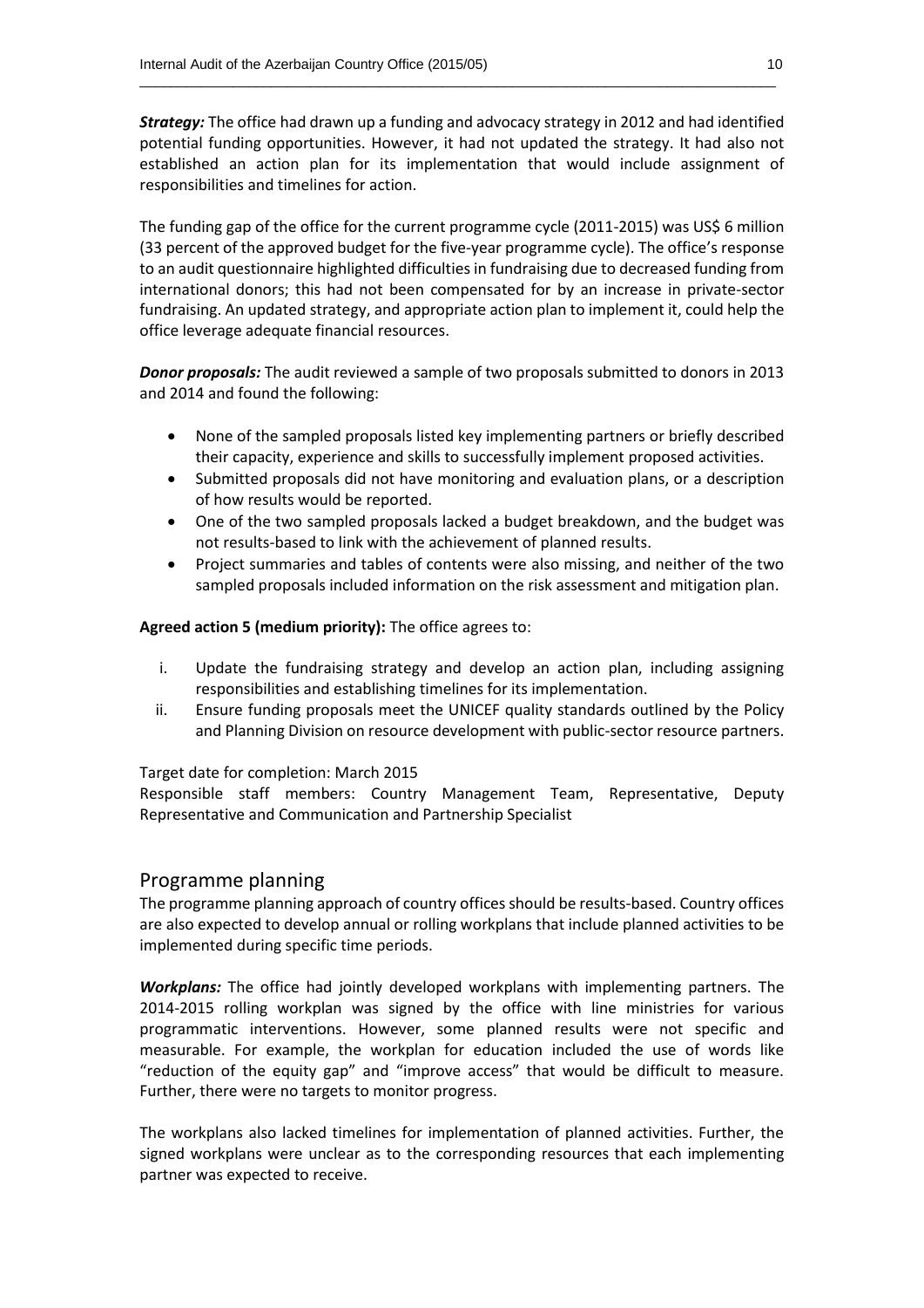***Strategy:*** The office had drawn up a funding and advocacy strategy in 2012 and had identified potential funding opportunities. However, it had not updated the strategy. It had also not established an action plan for its implementation that would include assignment of responsibilities and timelines for action.

The funding gap of the office for the current programme cycle (2011-2015) was US$ 6 million (33 percent of the approved budget for the five-year programme cycle). The office's response to an audit questionnaire highlighted difficulties in fundraising due to decreased funding from international donors; this had not been compensated for by an increase in private-sector fundraising. An updated strategy, and appropriate action plan to implement it, could help the office leverage adequate financial resources.

***Donor proposals:*** The audit reviewed a sample of two proposals submitted to donors in 2013 and 2014 and found the following:

- None of the sampled proposals listed key implementing partners or briefly described their capacity, experience and skills to successfully implement proposed activities.
- Submitted proposals did not have monitoring and evaluation plans, or a description of how results would be reported.
- One of the two sampled proposals lacked a budget breakdown, and the budget was not results-based to link with the achievement of planned results.
- Project summaries and tables of contents were also missing, and neither of the two sampled proposals included information on the risk assessment and mitigation plan.

**Agreed action 5 (medium priority):** The office agrees to:

i. Update the fundraising strategy and develop an action plan, including assigning responsibilities and establishing timelines for its implementation.
ii. Ensure funding proposals meet the UNICEF quality standards outlined by the Policy and Planning Division on resource development with public-sector resource partners.

Target date for completion: March 2015
Responsible staff members: Country Management Team, Representative, Deputy Representative and Communication and Partnership Specialist

## Programme planning

The programme planning approach of country offices should be results-based. Country offices are also expected to develop annual or rolling workplans that include planned activities to be implemented during specific time periods.

***Workplans:*** The office had jointly developed workplans with implementing partners. The 2014-2015 rolling workplan was signed by the office with line ministries for various programmatic interventions. However, some planned results were not specific and measurable. For example, the workplan for education included the use of words like "reduction of the equity gap" and "improve access" that would be difficult to measure. Further, there were no targets to monitor progress.

The workplans also lacked timelines for implementation of planned activities. Further, the signed workplans were unclear as to the corresponding resources that each implementing partner was expected to receive.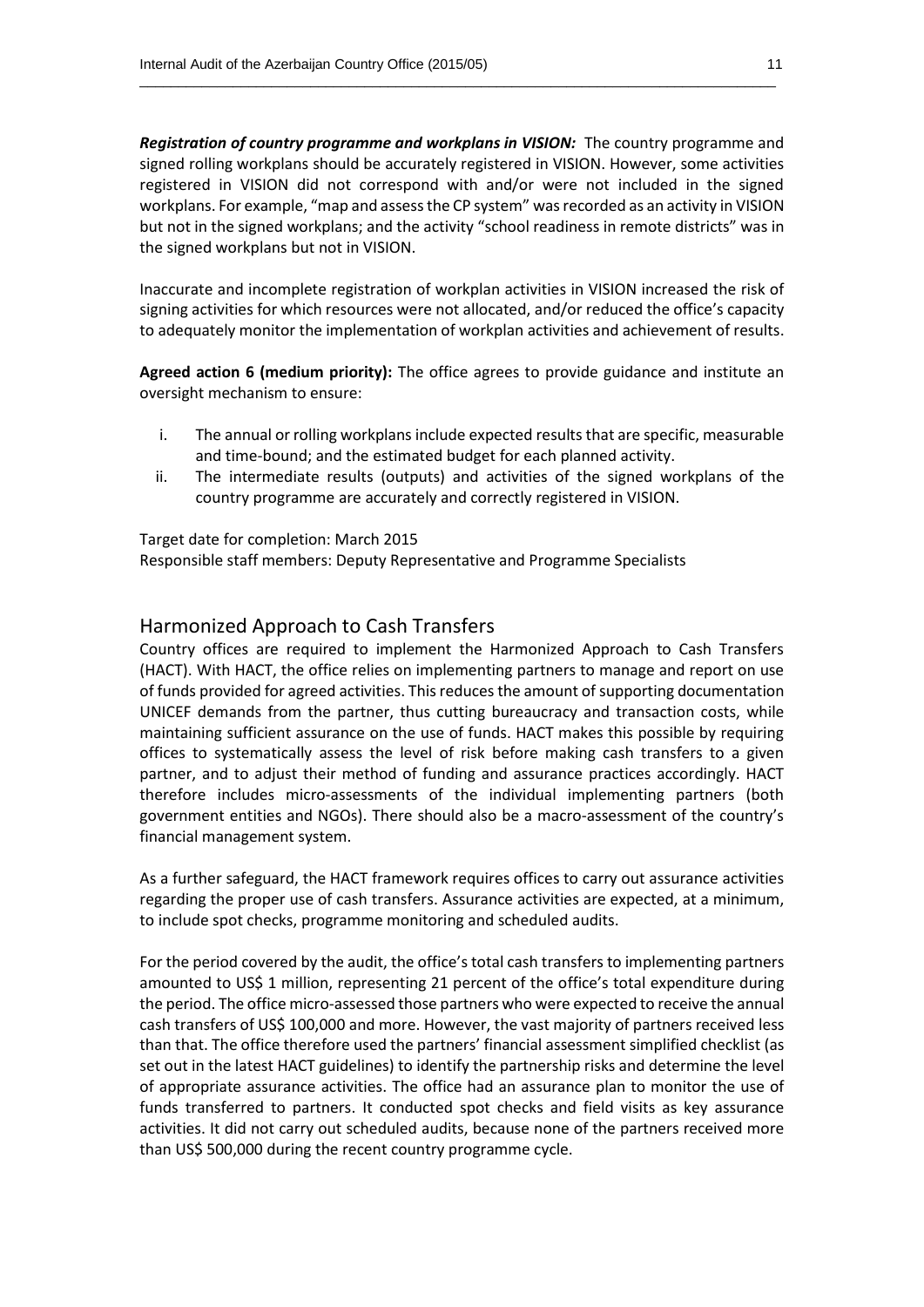***Registration of country programme and workplans in VISION:*** The country programme and signed rolling workplans should be accurately registered in VISION. However, some activities registered in VISION did not correspond with and/or were not included in the signed workplans. For example, "map and assess the CP system" was recorded as an activity in VISION but not in the signed workplans; and the activity "school readiness in remote districts" was in the signed workplans but not in VISION.

Inaccurate and incomplete registration of workplan activities in VISION increased the risk of signing activities for which resources were not allocated, and/or reduced the office's capacity to adequately monitor the implementation of workplan activities and achievement of results.

**Agreed action 6 (medium priority):** The office agrees to provide guidance and institute an oversight mechanism to ensure:

i. The annual or rolling workplans include expected results that are specific, measurable and time-bound; and the estimated budget for each planned activity.
ii. The intermediate results (outputs) and activities of the signed workplans of the country programme are accurately and correctly registered in VISION.

Target date for completion: March 2015
Responsible staff members: Deputy Representative and Programme Specialists

## Harmonized Approach to Cash Transfers

Country offices are required to implement the Harmonized Approach to Cash Transfers (HACT). With HACT, the office relies on implementing partners to manage and report on use of funds provided for agreed activities. This reduces the amount of supporting documentation UNICEF demands from the partner, thus cutting bureaucracy and transaction costs, while maintaining sufficient assurance on the use of funds. HACT makes this possible by requiring offices to systematically assess the level of risk before making cash transfers to a given partner, and to adjust their method of funding and assurance practices accordingly. HACT therefore includes micro-assessments of the individual implementing partners (both government entities and NGOs). There should also be a macro-assessment of the country's financial management system.

As a further safeguard, the HACT framework requires offices to carry out assurance activities regarding the proper use of cash transfers. Assurance activities are expected, at a minimum, to include spot checks, programme monitoring and scheduled audits.

For the period covered by the audit, the office's total cash transfers to implementing partners amounted to US$ 1 million, representing 21 percent of the office's total expenditure during the period. The office micro-assessed those partners who were expected to receive the annual cash transfers of US$ 100,000 and more. However, the vast majority of partners received less than that. The office therefore used the partners' financial assessment simplified checklist (as set out in the latest HACT guidelines) to identify the partnership risks and determine the level of appropriate assurance activities. The office had an assurance plan to monitor the use of funds transferred to partners. It conducted spot checks and field visits as key assurance activities. It did not carry out scheduled audits, because none of the partners received more than US$ 500,000 during the recent country programme cycle.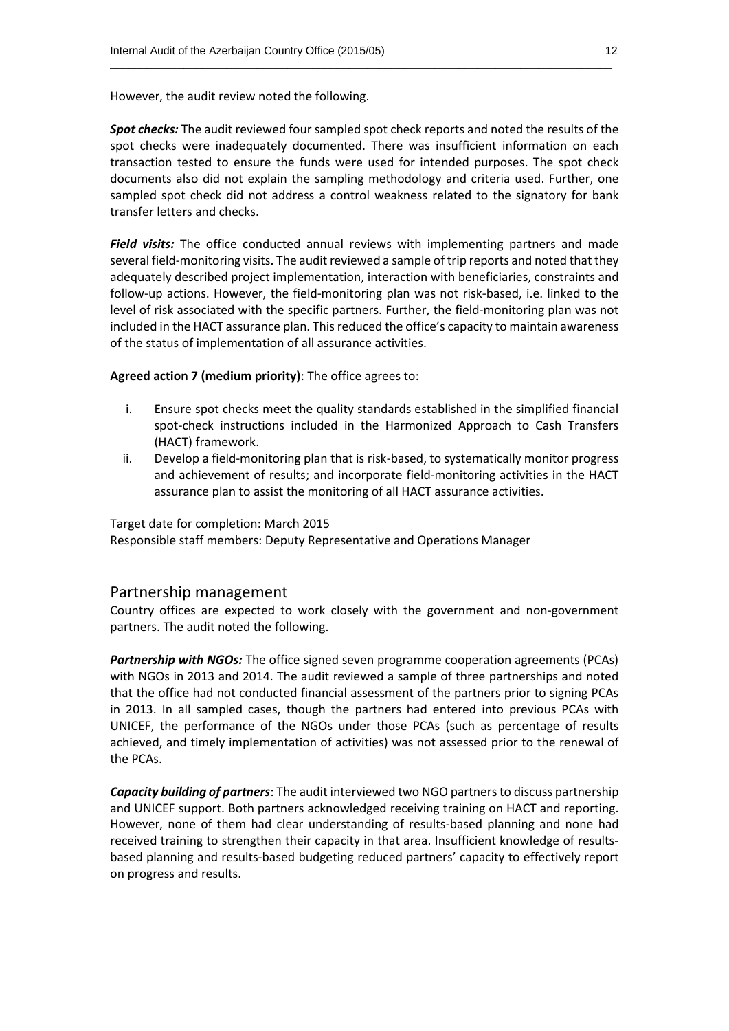However, the audit review noted the following.

***Spot checks:*** The audit reviewed four sampled spot check reports and noted the results of the spot checks were inadequately documented. There was insufficient information on each transaction tested to ensure the funds were used for intended purposes. The spot check documents also did not explain the sampling methodology and criteria used. Further, one sampled spot check did not address a control weakness related to the signatory for bank transfer letters and checks.

***Field visits:*** The office conducted annual reviews with implementing partners and made several field-monitoring visits. The audit reviewed a sample of trip reports and noted that they adequately described project implementation, interaction with beneficiaries, constraints and follow-up actions. However, the field-monitoring plan was not risk-based, i.e. linked to the level of risk associated with the specific partners. Further, the field-monitoring plan was not included in the HACT assurance plan. This reduced the office's capacity to maintain awareness of the status of implementation of all assurance activities.

**Agreed action 7 (medium priority)**: The office agrees to:

i. Ensure spot checks meet the quality standards established in the simplified financial spot-check instructions included in the Harmonized Approach to Cash Transfers (HACT) framework.
ii. Develop a field-monitoring plan that is risk-based, to systematically monitor progress and achievement of results; and incorporate field-monitoring activities in the HACT assurance plan to assist the monitoring of all HACT assurance activities.

Target date for completion: March 2015
Responsible staff members: Deputy Representative and Operations Manager

## Partnership management

Country offices are expected to work closely with the government and non-government partners. The audit noted the following.

***Partnership with NGOs:*** The office signed seven programme cooperation agreements (PCAs) with NGOs in 2013 and 2014. The audit reviewed a sample of three partnerships and noted that the office had not conducted financial assessment of the partners prior to signing PCAs in 2013. In all sampled cases, though the partners had entered into previous PCAs with UNICEF, the performance of the NGOs under those PCAs (such as percentage of results achieved, and timely implementation of activities) was not assessed prior to the renewal of the PCAs.

***Capacity building of partners***: The audit interviewed two NGO partners to discuss partnership and UNICEF support. Both partners acknowledged receiving training on HACT and reporting. However, none of them had clear understanding of results-based planning and none had received training to strengthen their capacity in that area. Insufficient knowledge of results-based planning and results-based budgeting reduced partners' capacity to effectively report on progress and results.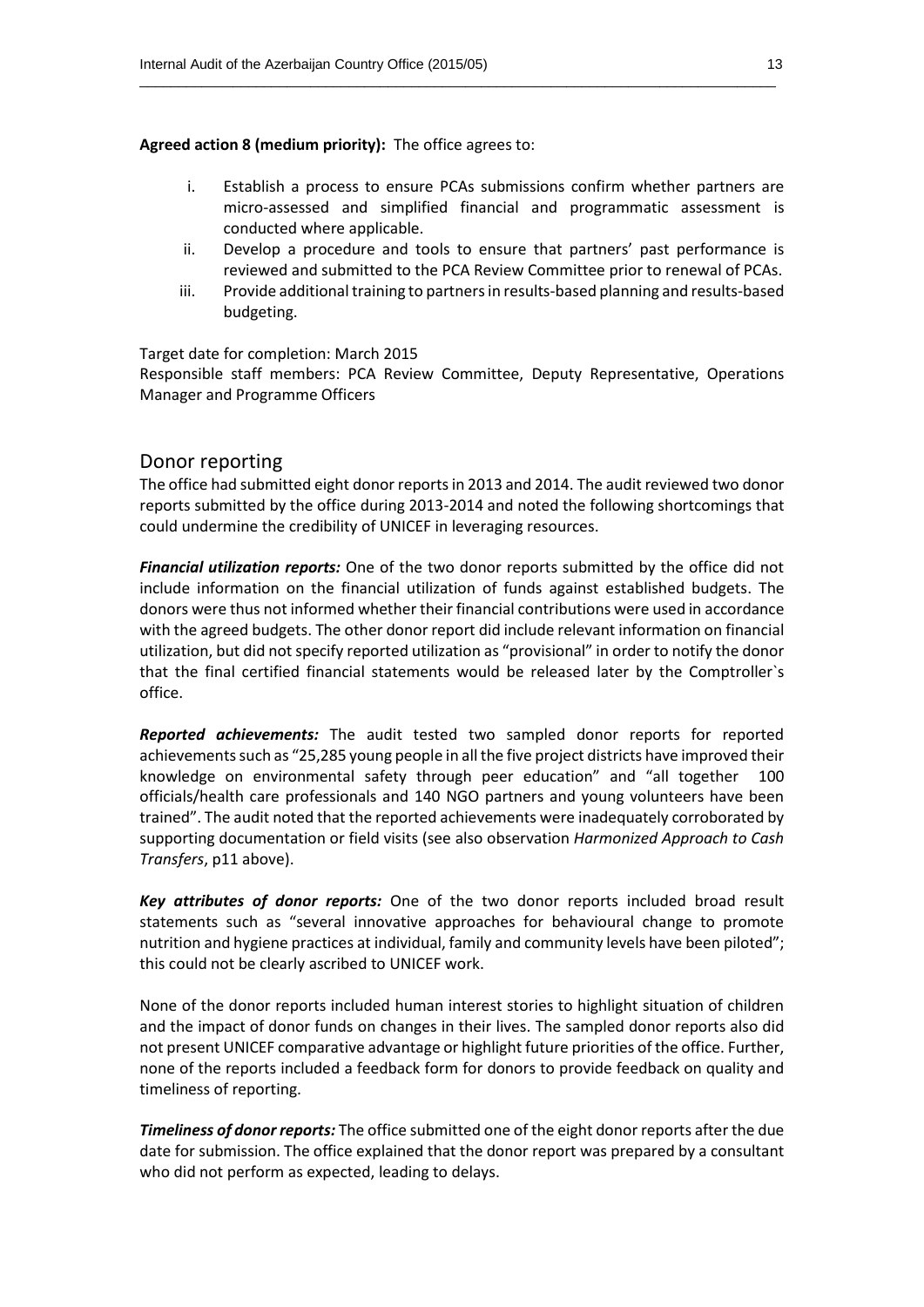**Agreed action 8 (medium priority):** The office agrees to:

i. Establish a process to ensure PCAs submissions confirm whether partners are micro-assessed and simplified financial and programmatic assessment is conducted where applicable.
ii. Develop a procedure and tools to ensure that partners' past performance is reviewed and submitted to the PCA Review Committee prior to renewal of PCAs.
iii. Provide additional training to partners in results-based planning and results-based budgeting.

Target date for completion: March 2015
Responsible staff members: PCA Review Committee, Deputy Representative, Operations Manager and Programme Officers

## Donor reporting

The office had submitted eight donor reports in 2013 and 2014. The audit reviewed two donor reports submitted by the office during 2013-2014 and noted the following shortcomings that could undermine the credibility of UNICEF in leveraging resources.

***Financial utilization reports:*** One of the two donor reports submitted by the office did not include information on the financial utilization of funds against established budgets. The donors were thus not informed whether their financial contributions were used in accordance with the agreed budgets. The other donor report did include relevant information on financial utilization, but did not specify reported utilization as "provisional" in order to notify the donor that the final certified financial statements would be released later by the Comptroller`s office.

***Reported achievements:*** The audit tested two sampled donor reports for reported achievements such as "25,285 young people in all the five project districts have improved their knowledge on environmental safety through peer education" and "all together 100 officials/health care professionals and 140 NGO partners and young volunteers have been trained". The audit noted that the reported achievements were inadequately corroborated by supporting documentation or field visits (see also observation *Harmonized Approach to Cash Transfers*, p11 above).

***Key attributes of donor reports:*** One of the two donor reports included broad result statements such as "several innovative approaches for behavioural change to promote nutrition and hygiene practices at individual, family and community levels have been piloted"; this could not be clearly ascribed to UNICEF work.

None of the donor reports included human interest stories to highlight situation of children and the impact of donor funds on changes in their lives. The sampled donor reports also did not present UNICEF comparative advantage or highlight future priorities of the office. Further, none of the reports included a feedback form for donors to provide feedback on quality and timeliness of reporting.

***Timeliness of donor reports:*** The office submitted one of the eight donor reports after the due date for submission. The office explained that the donor report was prepared by a consultant who did not perform as expected, leading to delays.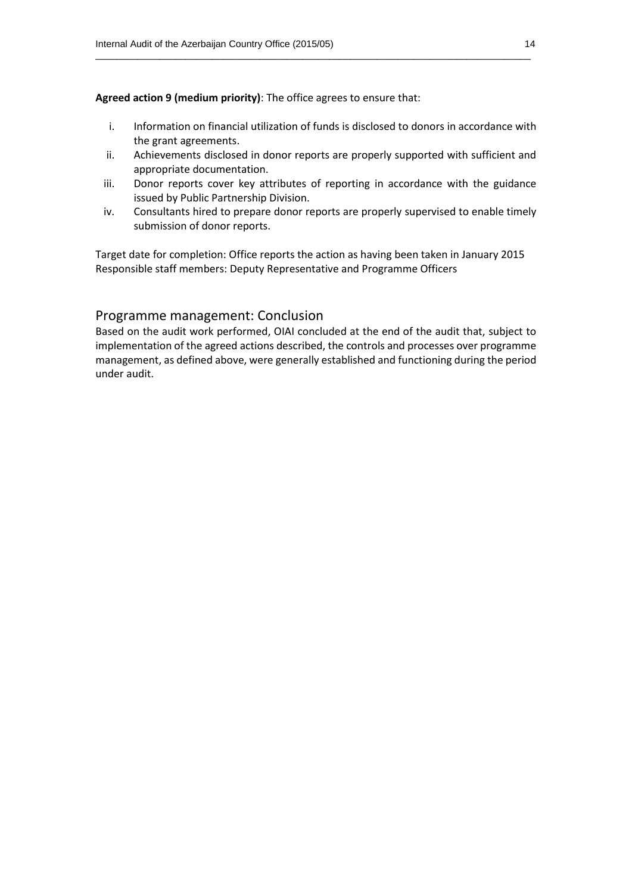**Agreed action 9 (medium priority)**: The office agrees to ensure that:

i. Information on financial utilization of funds is disclosed to donors in accordance with the grant agreements.
ii. Achievements disclosed in donor reports are properly supported with sufficient and appropriate documentation.
iii. Donor reports cover key attributes of reporting in accordance with the guidance issued by Public Partnership Division.
iv. Consultants hired to prepare donor reports are properly supervised to enable timely submission of donor reports.

Target date for completion: Office reports the action as having been taken in January 2015
Responsible staff members: Deputy Representative and Programme Officers

## Programme management: Conclusion

Based on the audit work performed, OIAI concluded at the end of the audit that, subject to implementation of the agreed actions described, the controls and processes over programme management, as defined above, were generally established and functioning during the period under audit.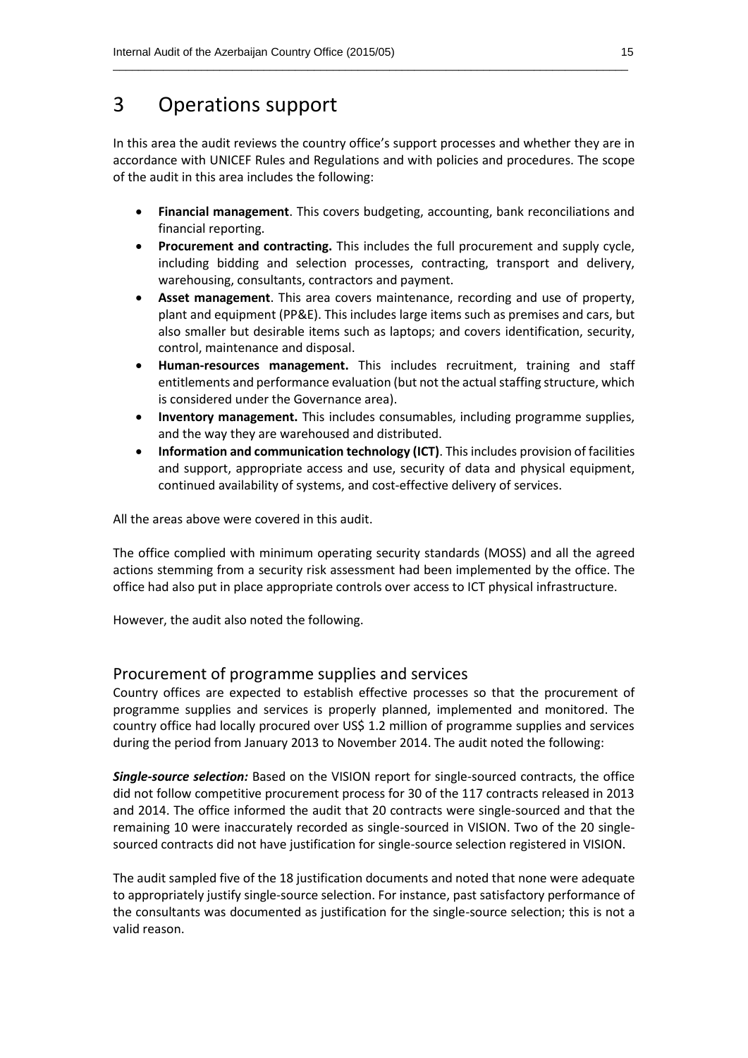# 3 Operations support

In this area the audit reviews the country office's support processes and whether they are in accordance with UNICEF Rules and Regulations and with policies and procedures. The scope of the audit in this area includes the following:

- **Financial management**. This covers budgeting, accounting, bank reconciliations and financial reporting.
- **Procurement and contracting.** This includes the full procurement and supply cycle, including bidding and selection processes, contracting, transport and delivery, warehousing, consultants, contractors and payment.
- **Asset management**. This area covers maintenance, recording and use of property, plant and equipment (PP&E). This includes large items such as premises and cars, but also smaller but desirable items such as laptops; and covers identification, security, control, maintenance and disposal.
- **Human-resources management.** This includes recruitment, training and staff entitlements and performance evaluation (but not the actual staffing structure, which is considered under the Governance area).
- **Inventory management.** This includes consumables, including programme supplies, and the way they are warehoused and distributed.
- **Information and communication technology (ICT)**. This includes provision of facilities and support, appropriate access and use, security of data and physical equipment, continued availability of systems, and cost-effective delivery of services.

All the areas above were covered in this audit.

The office complied with minimum operating security standards (MOSS) and all the agreed actions stemming from a security risk assessment had been implemented by the office. The office had also put in place appropriate controls over access to ICT physical infrastructure.

However, the audit also noted the following.

## Procurement of programme supplies and services

Country offices are expected to establish effective processes so that the procurement of programme supplies and services is properly planned, implemented and monitored. The country office had locally procured over US$ 1.2 million of programme supplies and services during the period from January 2013 to November 2014. The audit noted the following:

***Single-source selection:*** Based on the VISION report for single-sourced contracts, the office did not follow competitive procurement process for 30 of the 117 contracts released in 2013 and 2014. The office informed the audit that 20 contracts were single-sourced and that the remaining 10 were inaccurately recorded as single-sourced in VISION. Two of the 20 single-sourced contracts did not have justification for single-source selection registered in VISION.

The audit sampled five of the 18 justification documents and noted that none were adequate to appropriately justify single-source selection. For instance, past satisfactory performance of the consultants was documented as justification for the single-source selection; this is not a valid reason.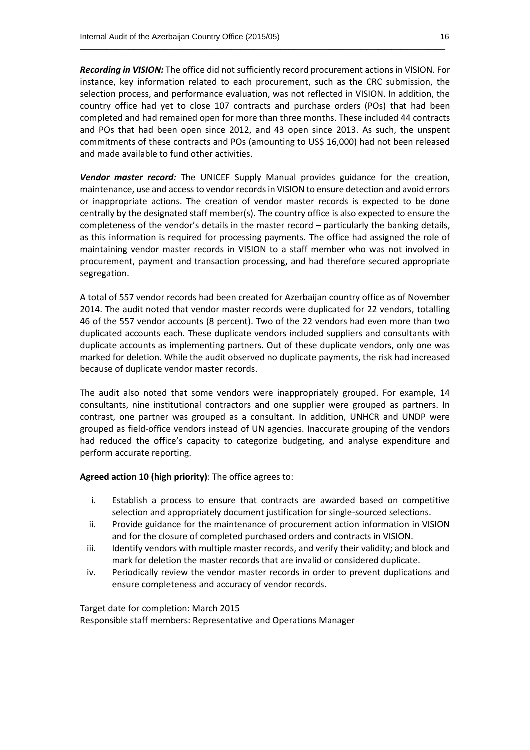***Recording in VISION:*** The office did not sufficiently record procurement actions in VISION. For instance, key information related to each procurement, such as the CRC submission, the selection process, and performance evaluation, was not reflected in VISION. In addition, the country office had yet to close 107 contracts and purchase orders (POs) that had been completed and had remained open for more than three months. These included 44 contracts and POs that had been open since 2012, and 43 open since 2013. As such, the unspent commitments of these contracts and POs (amounting to US$ 16,000) had not been released and made available to fund other activities.

***Vendor master record:*** The UNICEF Supply Manual provides guidance for the creation, maintenance, use and access to vendor records in VISION to ensure detection and avoid errors or inappropriate actions. The creation of vendor master records is expected to be done centrally by the designated staff member(s). The country office is also expected to ensure the completeness of the vendor's details in the master record – particularly the banking details, as this information is required for processing payments. The office had assigned the role of maintaining vendor master records in VISION to a staff member who was not involved in procurement, payment and transaction processing, and had therefore secured appropriate segregation.

A total of 557 vendor records had been created for Azerbaijan country office as of November 2014. The audit noted that vendor master records were duplicated for 22 vendors, totalling 46 of the 557 vendor accounts (8 percent). Two of the 22 vendors had even more than two duplicated accounts each. These duplicate vendors included suppliers and consultants with duplicate accounts as implementing partners. Out of these duplicate vendors, only one was marked for deletion. While the audit observed no duplicate payments, the risk had increased because of duplicate vendor master records.

The audit also noted that some vendors were inappropriately grouped. For example, 14 consultants, nine institutional contractors and one supplier were grouped as partners. In contrast, one partner was grouped as a consultant. In addition, UNHCR and UNDP were grouped as field-office vendors instead of UN agencies. Inaccurate grouping of the vendors had reduced the office's capacity to categorize budgeting, and analyse expenditure and perform accurate reporting.

**Agreed action 10 (high priority)**: The office agrees to:

i. Establish a process to ensure that contracts are awarded based on competitive selection and appropriately document justification for single-sourced selections.
ii. Provide guidance for the maintenance of procurement action information in VISION and for the closure of completed purchased orders and contracts in VISION.
iii. Identify vendors with multiple master records, and verify their validity; and block and mark for deletion the master records that are invalid or considered duplicate.
iv. Periodically review the vendor master records in order to prevent duplications and ensure completeness and accuracy of vendor records.

Target date for completion: March 2015
Responsible staff members: Representative and Operations Manager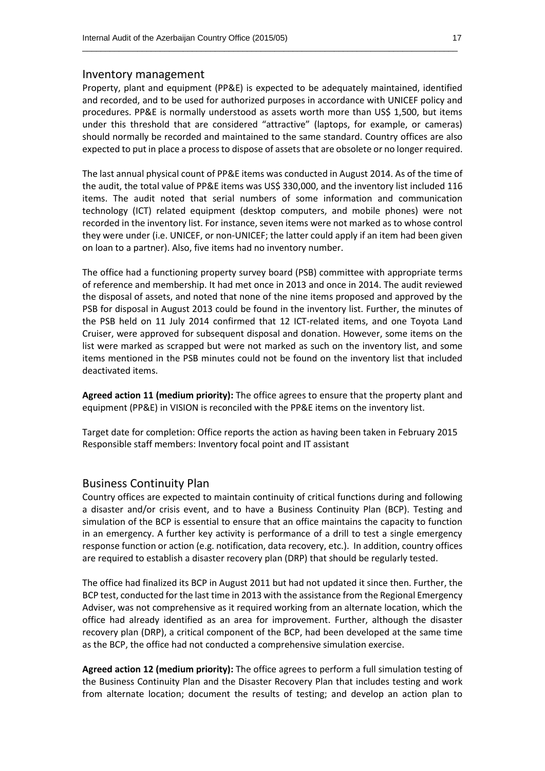## Inventory management

Property, plant and equipment (PP&E) is expected to be adequately maintained, identified and recorded, and to be used for authorized purposes in accordance with UNICEF policy and procedures. PP&E is normally understood as assets worth more than US$ 1,500, but items under this threshold that are considered "attractive" (laptops, for example, or cameras) should normally be recorded and maintained to the same standard. Country offices are also expected to put in place a process to dispose of assets that are obsolete or no longer required.

The last annual physical count of PP&E items was conducted in August 2014. As of the time of the audit, the total value of PP&E items was US$ 330,000, and the inventory list included 116 items. The audit noted that serial numbers of some information and communication technology (ICT) related equipment (desktop computers, and mobile phones) were not recorded in the inventory list. For instance, seven items were not marked as to whose control they were under (i.e. UNICEF, or non-UNICEF; the latter could apply if an item had been given on loan to a partner). Also, five items had no inventory number.

The office had a functioning property survey board (PSB) committee with appropriate terms of reference and membership. It had met once in 2013 and once in 2014. The audit reviewed the disposal of assets, and noted that none of the nine items proposed and approved by the PSB for disposal in August 2013 could be found in the inventory list. Further, the minutes of the PSB held on 11 July 2014 confirmed that 12 ICT-related items, and one Toyota Land Cruiser, were approved for subsequent disposal and donation. However, some items on the list were marked as scrapped but were not marked as such on the inventory list, and some items mentioned in the PSB minutes could not be found on the inventory list that included deactivated items.

**Agreed action 11 (medium priority):** The office agrees to ensure that the property plant and equipment (PP&E) in VISION is reconciled with the PP&E items on the inventory list.

Target date for completion: Office reports the action as having been taken in February 2015
Responsible staff members: Inventory focal point and IT assistant

## Business Continuity Plan

Country offices are expected to maintain continuity of critical functions during and following a disaster and/or crisis event, and to have a Business Continuity Plan (BCP). Testing and simulation of the BCP is essential to ensure that an office maintains the capacity to function in an emergency. A further key activity is performance of a drill to test a single emergency response function or action (e.g. notification, data recovery, etc.). In addition, country offices are required to establish a disaster recovery plan (DRP) that should be regularly tested.

The office had finalized its BCP in August 2011 but had not updated it since then. Further, the BCP test, conducted for the last time in 2013 with the assistance from the Regional Emergency Adviser, was not comprehensive as it required working from an alternate location, which the office had already identified as an area for improvement. Further, although the disaster recovery plan (DRP), a critical component of the BCP, had been developed at the same time as the BCP, the office had not conducted a comprehensive simulation exercise.

**Agreed action 12 (medium priority):** The office agrees to perform a full simulation testing of the Business Continuity Plan and the Disaster Recovery Plan that includes testing and work from alternate location; document the results of testing; and develop an action plan to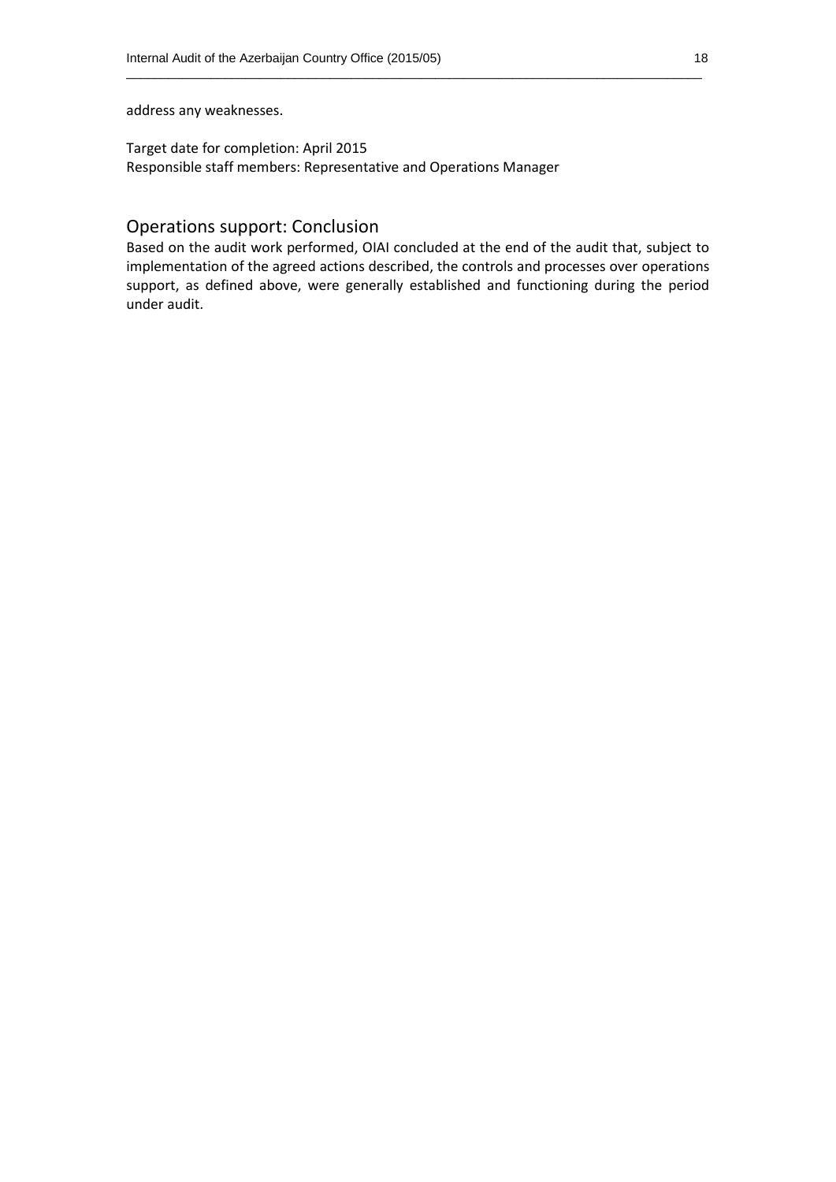address any weaknesses.

Target date for completion: April 2015
Responsible staff members: Representative and Operations Manager

## Operations support: Conclusion

Based on the audit work performed, OIAI concluded at the end of the audit that, subject to implementation of the agreed actions described, the controls and processes over operations support, as defined above, were generally established and functioning during the period under audit.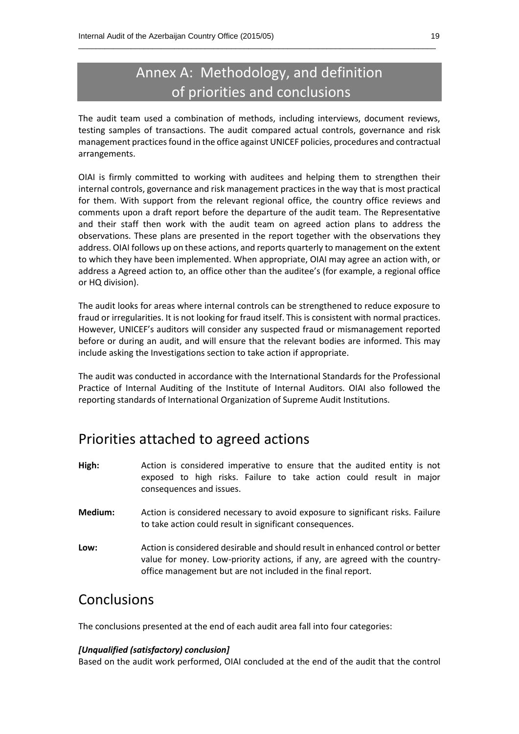# Annex A: Methodology, and definition of priorities and conclusions

The audit team used a combination of methods, including interviews, document reviews, testing samples of transactions. The audit compared actual controls, governance and risk management practices found in the office against UNICEF policies, procedures and contractual arrangements.

OIAI is firmly committed to working with auditees and helping them to strengthen their internal controls, governance and risk management practices in the way that is most practical for them. With support from the relevant regional office, the country office reviews and comments upon a draft report before the departure of the audit team. The Representative and their staff then work with the audit team on agreed action plans to address the observations. These plans are presented in the report together with the observations they address. OIAI follows up on these actions, and reports quarterly to management on the extent to which they have been implemented. When appropriate, OIAI may agree an action with, or address a Agreed action to, an office other than the auditee's (for example, a regional office or HQ division).

The audit looks for areas where internal controls can be strengthened to reduce exposure to fraud or irregularities. It is not looking for fraud itself. This is consistent with normal practices. However, UNICEF's auditors will consider any suspected fraud or mismanagement reported before or during an audit, and will ensure that the relevant bodies are informed. This may include asking the Investigations section to take action if appropriate.

The audit was conducted in accordance with the International Standards for the Professional Practice of Internal Auditing of the Institute of Internal Auditors. OIAI also followed the reporting standards of International Organization of Supreme Audit Institutions.

## Priorities attached to agreed actions

**High:** Action is considered imperative to ensure that the audited entity is not exposed to high risks. Failure to take action could result in major consequences and issues.

**Medium:** Action is considered necessary to avoid exposure to significant risks. Failure to take action could result in significant consequences.

**Low:** Action is considered desirable and should result in enhanced control or better value for money. Low-priority actions, if any, are agreed with the country-office management but are not included in the final report.

## Conclusions

The conclusions presented at the end of each audit area fall into four categories:

***[Unqualified (satisfactory) conclusion]***

Based on the audit work performed, OIAI concluded at the end of the audit that the control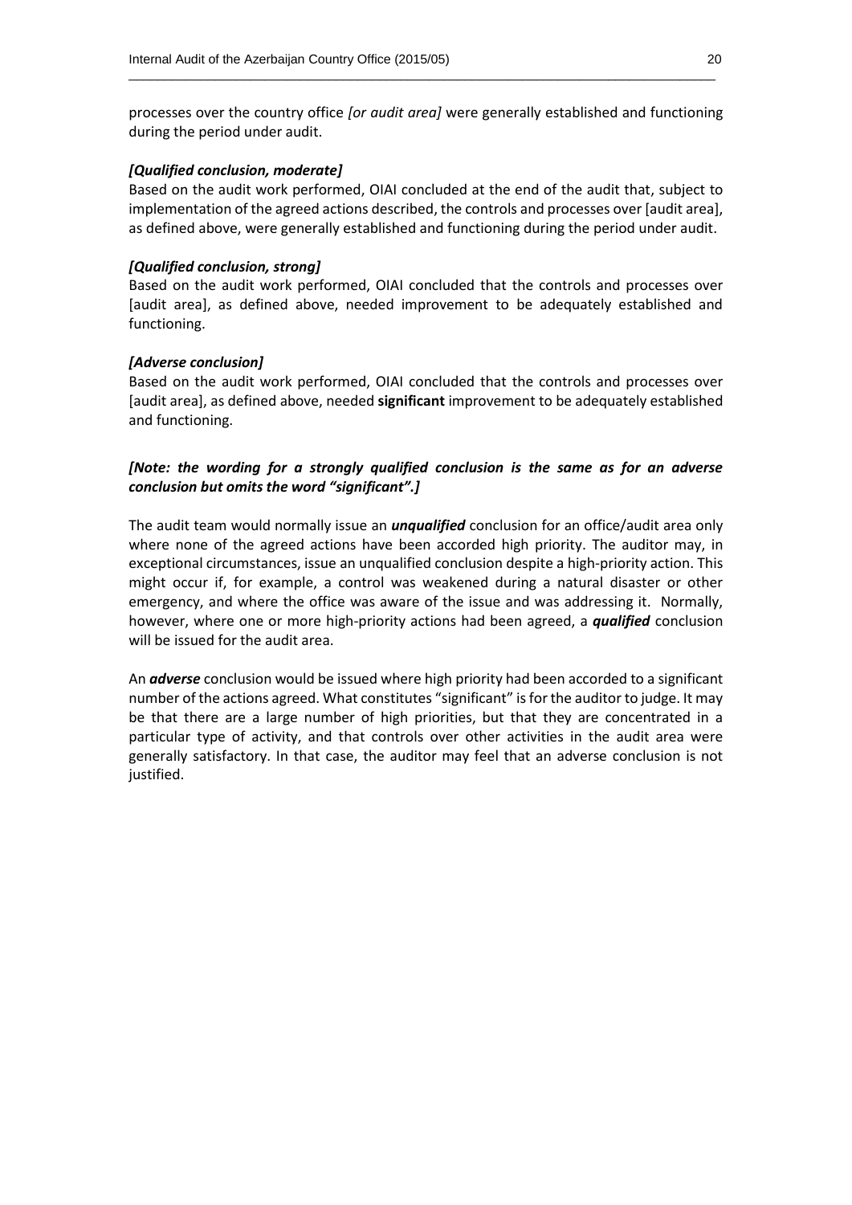processes over the country office *[or audit area]* were generally established and functioning during the period under audit.

***[Qualified conclusion, moderate]***
Based on the audit work performed, OIAI concluded at the end of the audit that, subject to implementation of the agreed actions described, the controls and processes over [audit area], as defined above, were generally established and functioning during the period under audit.

***[Qualified conclusion, strong]***
Based on the audit work performed, OIAI concluded that the controls and processes over [audit area], as defined above, needed improvement to be adequately established and functioning.

***[Adverse conclusion]***
Based on the audit work performed, OIAI concluded that the controls and processes over [audit area], as defined above, needed **significant** improvement to be adequately established and functioning.

***[Note: the wording for a strongly qualified conclusion is the same as for an adverse conclusion but omits the word "significant".]***

The audit team would normally issue an ***unqualified*** conclusion for an office/audit area only where none of the agreed actions have been accorded high priority. The auditor may, in exceptional circumstances, issue an unqualified conclusion despite a high-priority action. This might occur if, for example, a control was weakened during a natural disaster or other emergency, and where the office was aware of the issue and was addressing it. Normally, however, where one or more high-priority actions had been agreed, a ***qualified*** conclusion will be issued for the audit area.

An ***adverse*** conclusion would be issued where high priority had been accorded to a significant number of the actions agreed. What constitutes "significant" is for the auditor to judge. It may be that there are a large number of high priorities, but that they are concentrated in a particular type of activity, and that controls over other activities in the audit area were generally satisfactory. In that case, the auditor may feel that an adverse conclusion is not justified.